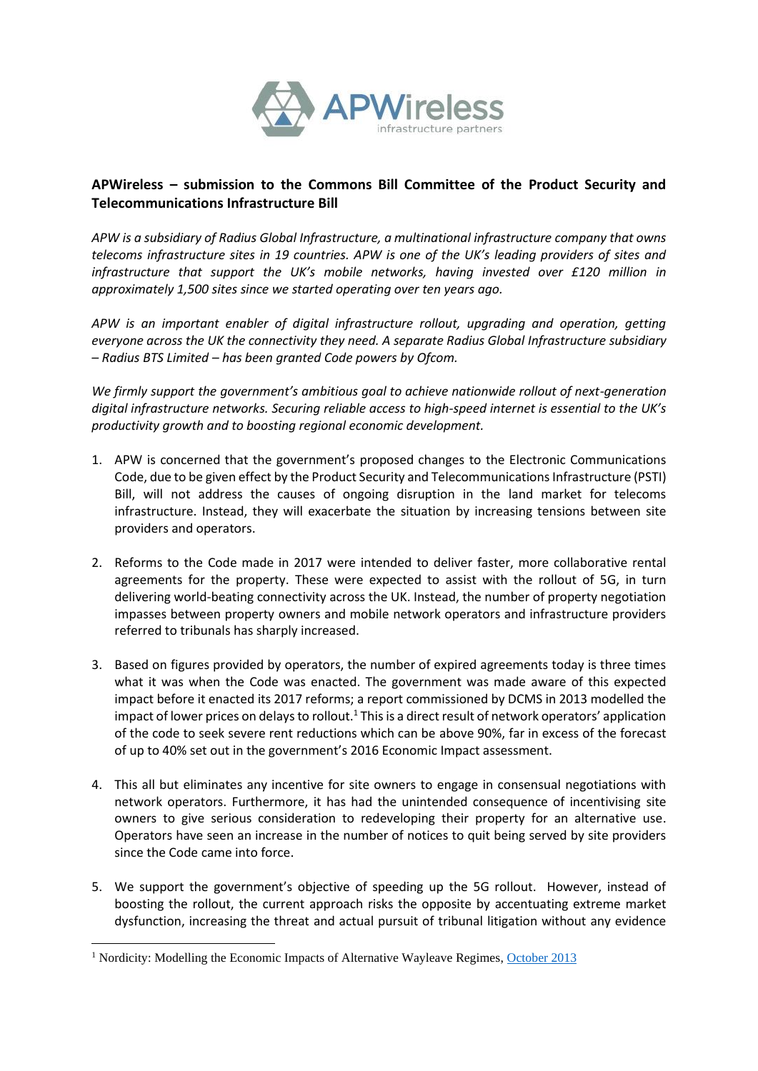**APWireless – submission to the Commons Bill Committee of the Product Security and Telecommunications Infrastructure Bill**

*APW is a subsidiary of Radius Global Infrastructure, a multinational infrastructure company that owns telecoms infrastructure sites in 19 countries. APW is one of the UK's leading providers of sites and infrastructure that support the UK's mobile networks, having invested over £120 million in approximately 1,500 sites since we started operating over ten years ago.*

*APW is an important enabler of digital infrastructure rollout, upgrading and operation, getting everyone across the UK the connectivity they need. A separate Radius Global Infrastructure subsidiary – Radius BTS Limited – has been granted Code powers by Ofcom.*

*We firmly support the government's ambitious goal to achieve nationwide rollout of next-generation digital infrastructure networks. Securing reliable access to high-speed internet is essential to the UK's productivity growth and to boosting regional economic development.*

1. APW is concerned that the government's proposed changes to the Electronic Communications Code, due to be given effect by the Product Security and Telecommunications Infrastructure (PSTI) Bill, will not address the causes of ongoing disruption in the land market for telecoms infrastructure. Instead, they will exacerbate the situation by increasing tensions between site providers and operators.

2. Reforms to the Code made in 2017 were intended to deliver faster, more collaborative rental agreements for the property. These were expected to assist with the rollout of 5G, in turn delivering world-beating connectivity across the UK. Instead, the number of property negotiation impasses between property owners and mobile network operators and infrastructure providers referred to tribunals has sharply increased.

3. Based on figures provided by operators, the number of expired agreements today is three times what it was when the Code was enacted. The government was made aware of this expected impact before it enacted its 2017 reforms; a report commissioned by DCMS in 2013 modelled the impact of lower prices on delays to rollout.[1] This is a direct result of network operators' application of the code to seek severe rent reductions which can be above 90%, far in excess of the forecast of up to 40% set out in the government's 2016 Economic Impact assessment.

4. This all but eliminates any incentive for site owners to engage in consensual negotiations with network operators. Furthermore, it has had the unintended consequence of incentivising site owners to give serious consideration to redeveloping their property for an alternative use. Operators have seen an increase in the number of notices to quit being served by site providers since the Code came into force.

5. We support the government's objective of speeding up the 5G rollout. However, instead of boosting the rollout, the current approach risks the opposite by accentuating extreme market dysfunction, increasing the threat and actual pursuit of tribunal litigation without any evidence

[1] Nordicity: Modelling the Economic Impacts of Alternative Wayleave Regimes, October 2013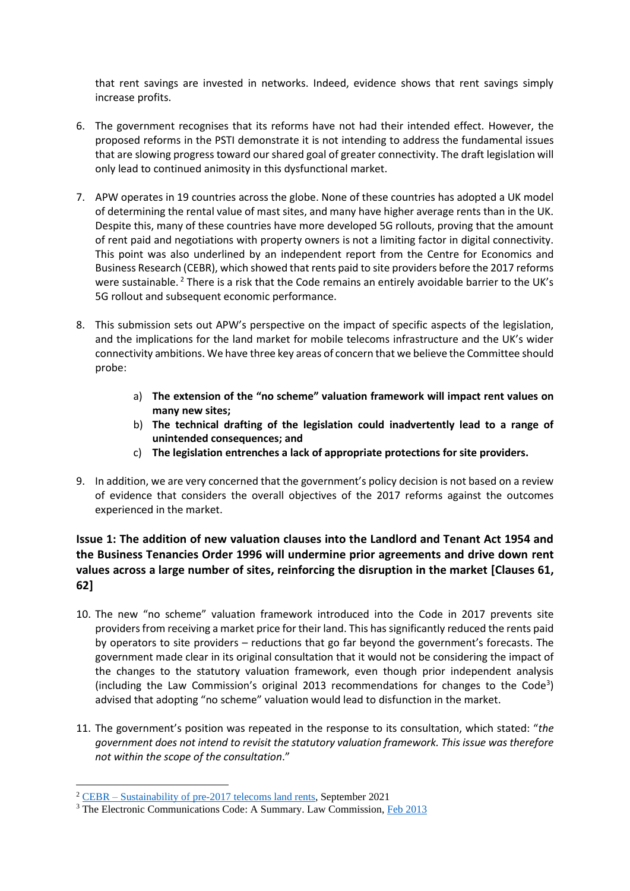that rent savings are invested in networks. Indeed, evidence shows that rent savings simply increase profits.

6. The government recognises that its reforms have not had their intended effect. However, the proposed reforms in the PSTI demonstrate it is not intending to address the fundamental issues that are slowing progress toward our shared goal of greater connectivity. The draft legislation will only lead to continued animosity in this dysfunctional market.

7. APW operates in 19 countries across the globe. None of these countries has adopted a UK model of determining the rental value of mast sites, and many have higher average rents than in the UK. Despite this, many of these countries have more developed 5G rollouts, proving that the amount of rent paid and negotiations with property owners is not a limiting factor in digital connectivity. This point was also underlined by an independent report from the Centre for Economics and Business Research (CEBR), which showed that rents paid to site providers before the 2017 reforms were sustainable. [2] There is a risk that the Code remains an entirely avoidable barrier to the UK's 5G rollout and subsequent economic performance.

8. This submission sets out APW's perspective on the impact of specific aspects of the legislation, and the implications for the land market for mobile telecoms infrastructure and the UK's wider connectivity ambitions. We have three key areas of concern that we believe the Committee should probe:

   a) **The extension of the "no scheme" valuation framework will impact rent values on many new sites;**
   b) **The technical drafting of the legislation could inadvertently lead to a range of unintended consequences; and**
   c) **The legislation entrenches a lack of appropriate protections for site providers.**

9. In addition, we are very concerned that the government's policy decision is not based on a review of evidence that considers the overall objectives of the 2017 reforms against the outcomes experienced in the market.

### Issue 1: The addition of new valuation clauses into the Landlord and Tenant Act 1954 and the Business Tenancies Order 1996 will undermine prior agreements and drive down rent values across a large number of sites, reinforcing the disruption in the market [Clauses 61, 62]

10. The new "no scheme" valuation framework introduced into the Code in 2017 prevents site providers from receiving a market price for their land. This has significantly reduced the rents paid by operators to site providers – reductions that go far beyond the government's forecasts. The government made clear in its original consultation that it would not be considering the impact of the changes to the statutory valuation framework, even though prior independent analysis (including the Law Commission's original 2013 recommendations for changes to the Code[3]) advised that adopting "no scheme" valuation would lead to disfunction in the market.

11. The government's position was repeated in the response to its consultation, which stated: "*the government does not intend to revisit the statutory valuation framework. This issue was therefore not within the scope of the consultation*."

---

[2] CEBR – Sustainability of pre-2017 telecoms land rents, September 2021

[3] The Electronic Communications Code: A Summary. Law Commission, Feb 2013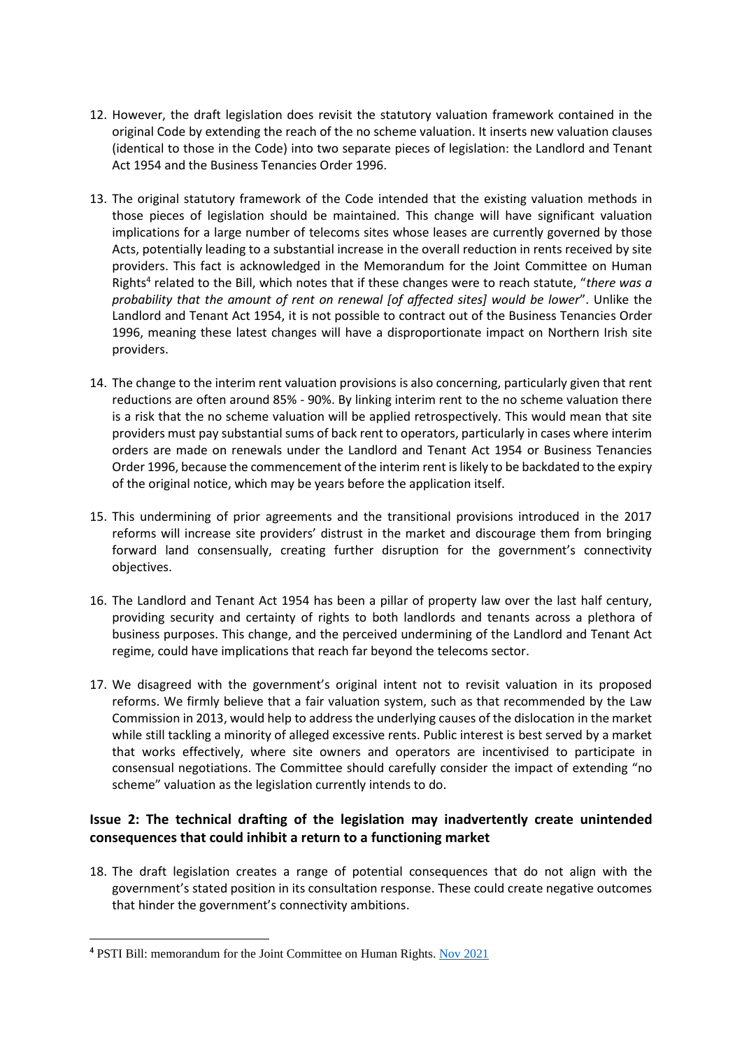12. However, the draft legislation does revisit the statutory valuation framework contained in the original Code by extending the reach of the no scheme valuation. It inserts new valuation clauses (identical to those in the Code) into two separate pieces of legislation: the Landlord and Tenant Act 1954 and the Business Tenancies Order 1996.

13. The original statutory framework of the Code intended that the existing valuation methods in those pieces of legislation should be maintained. This change will have significant valuation implications for a large number of telecoms sites whose leases are currently governed by those Acts, potentially leading to a substantial increase in the overall reduction in rents received by site providers. This fact is acknowledged in the Memorandum for the Joint Committee on Human Rights[4] related to the Bill, which notes that if these changes were to reach statute, "*there was a probability that the amount of rent on renewal [of affected sites] would be lower*". Unlike the Landlord and Tenant Act 1954, it is not possible to contract out of the Business Tenancies Order 1996, meaning these latest changes will have a disproportionate impact on Northern Irish site providers.

14. The change to the interim rent valuation provisions is also concerning, particularly given that rent reductions are often around 85% - 90%. By linking interim rent to the no scheme valuation there is a risk that the no scheme valuation will be applied retrospectively. This would mean that site providers must pay substantial sums of back rent to operators, particularly in cases where interim orders are made on renewals under the Landlord and Tenant Act 1954 or Business Tenancies Order 1996, because the commencement of the interim rent is likely to be backdated to the expiry of the original notice, which may be years before the application itself.

15. This undermining of prior agreements and the transitional provisions introduced in the 2017 reforms will increase site providers' distrust in the market and discourage them from bringing forward land consensually, creating further disruption for the government's connectivity objectives.

16. The Landlord and Tenant Act 1954 has been a pillar of property law over the last half century, providing security and certainty of rights to both landlords and tenants across a plethora of business purposes. This change, and the perceived undermining of the Landlord and Tenant Act regime, could have implications that reach far beyond the telecoms sector.

17. We disagreed with the government's original intent not to revisit valuation in its proposed reforms. We firmly believe that a fair valuation system, such as that recommended by the Law Commission in 2013, would help to address the underlying causes of the dislocation in the market while still tackling a minority of alleged excessive rents. Public interest is best served by a market that works effectively, where site owners and operators are incentivised to participate in consensual negotiations. The Committee should carefully consider the impact of extending "no scheme" valuation as the legislation currently intends to do.

## Issue 2: The technical drafting of the legislation may inadvertently create unintended consequences that could inhibit a return to a functioning market

18. The draft legislation creates a range of potential consequences that do not align with the government's stated position in its consultation response. These could create negative outcomes that hinder the government's connectivity ambitions.

---

[4] PSTI Bill: memorandum for the Joint Committee on Human Rights. Nov 2021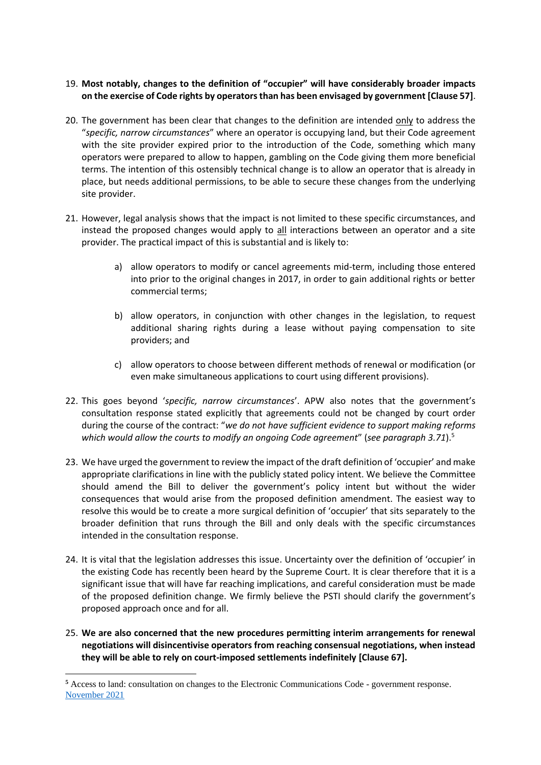19. **Most notably, changes to the definition of "occupier" will have considerably broader impacts on the exercise of Code rights by operators than has been envisaged by government [Clause 57]**.

20. The government has been clear that changes to the definition are intended only to address the "*specific, narrow circumstances*" where an operator is occupying land, but their Code agreement with the site provider expired prior to the introduction of the Code, something which many operators were prepared to allow to happen, gambling on the Code giving them more beneficial terms. The intention of this ostensibly technical change is to allow an operator that is already in place, but needs additional permissions, to be able to secure these changes from the underlying site provider.

21. However, legal analysis shows that the impact is not limited to these specific circumstances, and instead the proposed changes would apply to all interactions between an operator and a site provider. The practical impact of this is substantial and is likely to:

    a) allow operators to modify or cancel agreements mid-term, including those entered into prior to the original changes in 2017, in order to gain additional rights or better commercial terms;

    b) allow operators, in conjunction with other changes in the legislation, to request additional sharing rights during a lease without paying compensation to site providers; and

    c) allow operators to choose between different methods of renewal or modification (or even make simultaneous applications to court using different provisions).

22. This goes beyond '*specific, narrow circumstances*'. APW also notes that the government's consultation response stated explicitly that agreements could not be changed by court order during the course of the contract: "*we do not have sufficient evidence to support making reforms which would allow the courts to modify an ongoing Code agreement*" (*see paragraph 3.71*).[5]

23. We have urged the government to review the impact of the draft definition of 'occupier' and make appropriate clarifications in line with the publicly stated policy intent. We believe the Committee should amend the Bill to deliver the government's policy intent but without the wider consequences that would arise from the proposed definition amendment. The easiest way to resolve this would be to create a more surgical definition of 'occupier' that sits separately to the broader definition that runs through the Bill and only deals with the specific circumstances intended in the consultation response.

24. It is vital that the legislation addresses this issue. Uncertainty over the definition of 'occupier' in the existing Code has recently been heard by the Supreme Court. It is clear therefore that it is a significant issue that will have far reaching implications, and careful consideration must be made of the proposed definition change. We firmly believe the PSTI should clarify the government's proposed approach once and for all.

25. **We are also concerned that the new procedures permitting interim arrangements for renewal negotiations will disincentivise operators from reaching consensual negotiations, when instead they will be able to rely on court-imposed settlements indefinitely [Clause 67].**

---

[5] Access to land: consultation on changes to the Electronic Communications Code - government response. November 2021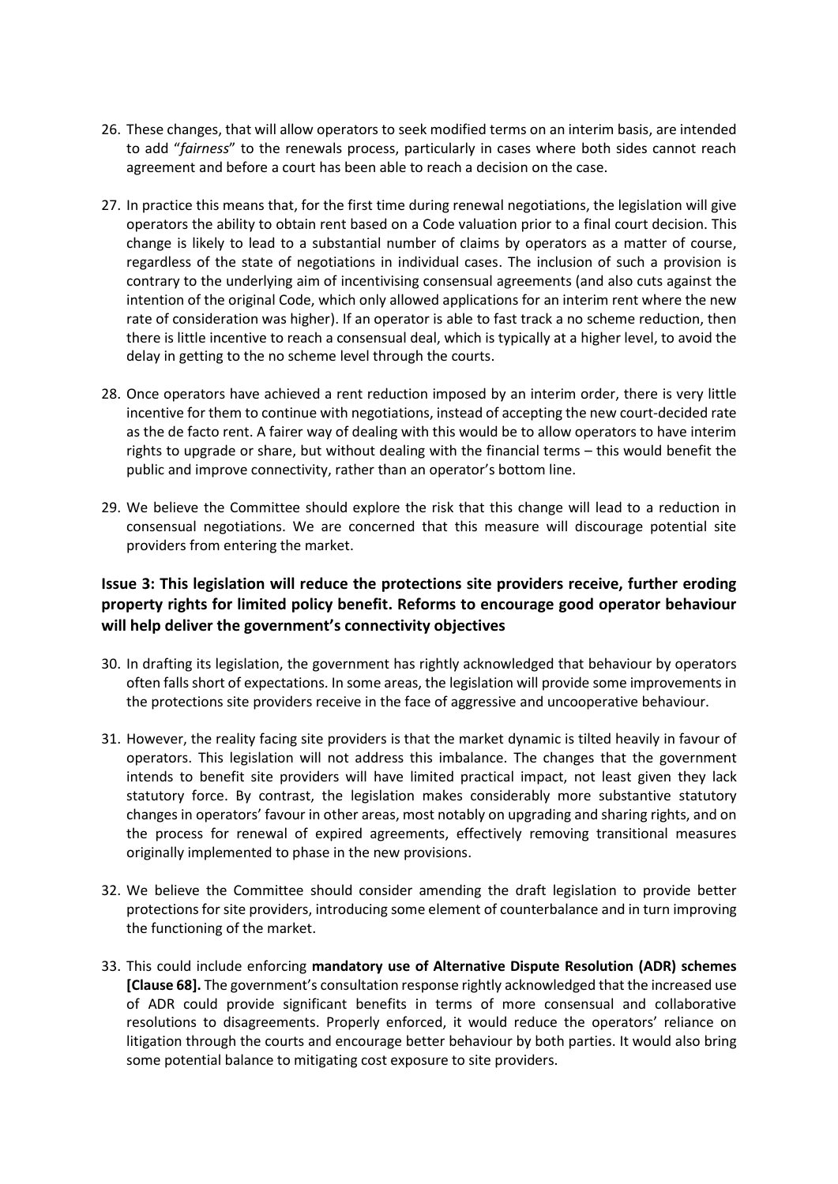26. These changes, that will allow operators to seek modified terms on an interim basis, are intended to add "*fairness*" to the renewals process, particularly in cases where both sides cannot reach agreement and before a court has been able to reach a decision on the case.

27. In practice this means that, for the first time during renewal negotiations, the legislation will give operators the ability to obtain rent based on a Code valuation prior to a final court decision. This change is likely to lead to a substantial number of claims by operators as a matter of course, regardless of the state of negotiations in individual cases. The inclusion of such a provision is contrary to the underlying aim of incentivising consensual agreements (and also cuts against the intention of the original Code, which only allowed applications for an interim rent where the new rate of consideration was higher). If an operator is able to fast track a no scheme reduction, then there is little incentive to reach a consensual deal, which is typically at a higher level, to avoid the delay in getting to the no scheme level through the courts.

28. Once operators have achieved a rent reduction imposed by an interim order, there is very little incentive for them to continue with negotiations, instead of accepting the new court-decided rate as the de facto rent. A fairer way of dealing with this would be to allow operators to have interim rights to upgrade or share, but without dealing with the financial terms – this would benefit the public and improve connectivity, rather than an operator's bottom line.

29. We believe the Committee should explore the risk that this change will lead to a reduction in consensual negotiations. We are concerned that this measure will discourage potential site providers from entering the market.

### Issue 3: This legislation will reduce the protections site providers receive, further eroding property rights for limited policy benefit. Reforms to encourage good operator behaviour will help deliver the government's connectivity objectives

30. In drafting its legislation, the government has rightly acknowledged that behaviour by operators often falls short of expectations. In some areas, the legislation will provide some improvements in the protections site providers receive in the face of aggressive and uncooperative behaviour.

31. However, the reality facing site providers is that the market dynamic is tilted heavily in favour of operators. This legislation will not address this imbalance. The changes that the government intends to benefit site providers will have limited practical impact, not least given they lack statutory force. By contrast, the legislation makes considerably more substantive statutory changes in operators' favour in other areas, most notably on upgrading and sharing rights, and on the process for renewal of expired agreements, effectively removing transitional measures originally implemented to phase in the new provisions.

32. We believe the Committee should consider amending the draft legislation to provide better protections for site providers, introducing some element of counterbalance and in turn improving the functioning of the market.

33. This could include enforcing **mandatory use of Alternative Dispute Resolution (ADR) schemes [Clause 68].** The government's consultation response rightly acknowledged that the increased use of ADR could provide significant benefits in terms of more consensual and collaborative resolutions to disagreements. Properly enforced, it would reduce the operators' reliance on litigation through the courts and encourage better behaviour by both parties. It would also bring some potential balance to mitigating cost exposure to site providers.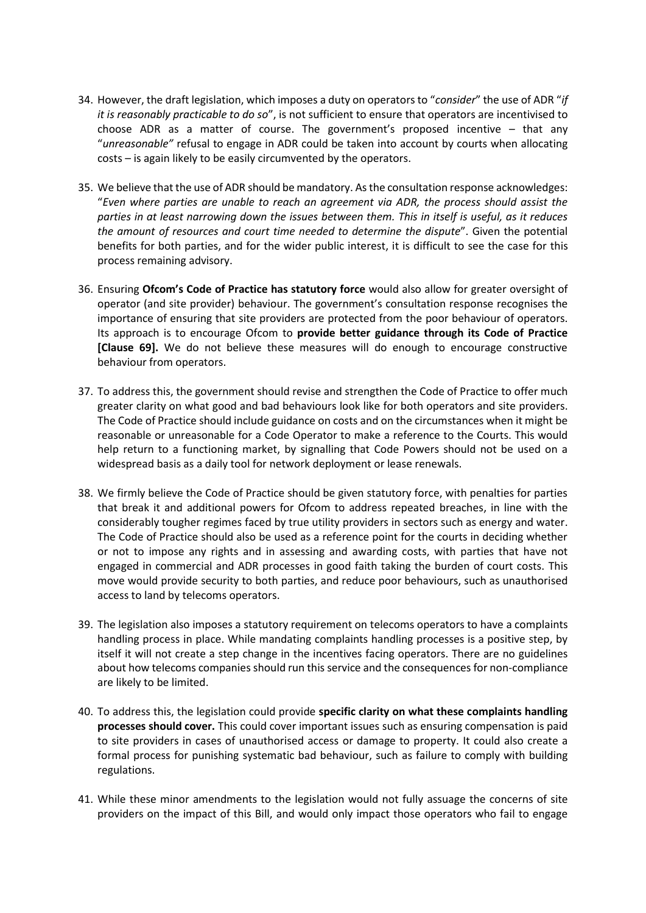34. However, the draft legislation, which imposes a duty on operators to "*consider*" the use of ADR "*if it is reasonably practicable to do so*", is not sufficient to ensure that operators are incentivised to choose ADR as a matter of course. The government's proposed incentive – that any "*unreasonable"* refusal to engage in ADR could be taken into account by courts when allocating costs – is again likely to be easily circumvented by the operators.

35. We believe that the use of ADR should be mandatory. As the consultation response acknowledges: "*Even where parties are unable to reach an agreement via ADR, the process should assist the parties in at least narrowing down the issues between them. This in itself is useful, as it reduces the amount of resources and court time needed to determine the dispute*". Given the potential benefits for both parties, and for the wider public interest, it is difficult to see the case for this process remaining advisory.

36. Ensuring **Ofcom's Code of Practice has statutory force** would also allow for greater oversight of operator (and site provider) behaviour. The government's consultation response recognises the importance of ensuring that site providers are protected from the poor behaviour of operators. Its approach is to encourage Ofcom to **provide better guidance through its Code of Practice [Clause 69].** We do not believe these measures will do enough to encourage constructive behaviour from operators.

37. To address this, the government should revise and strengthen the Code of Practice to offer much greater clarity on what good and bad behaviours look like for both operators and site providers. The Code of Practice should include guidance on costs and on the circumstances when it might be reasonable or unreasonable for a Code Operator to make a reference to the Courts. This would help return to a functioning market, by signalling that Code Powers should not be used on a widespread basis as a daily tool for network deployment or lease renewals.

38. We firmly believe the Code of Practice should be given statutory force, with penalties for parties that break it and additional powers for Ofcom to address repeated breaches, in line with the considerably tougher regimes faced by true utility providers in sectors such as energy and water. The Code of Practice should also be used as a reference point for the courts in deciding whether or not to impose any rights and in assessing and awarding costs, with parties that have not engaged in commercial and ADR processes in good faith taking the burden of court costs. This move would provide security to both parties, and reduce poor behaviours, such as unauthorised access to land by telecoms operators.

39. The legislation also imposes a statutory requirement on telecoms operators to have a complaints handling process in place. While mandating complaints handling processes is a positive step, by itself it will not create a step change in the incentives facing operators. There are no guidelines about how telecoms companies should run this service and the consequences for non-compliance are likely to be limited.

40. To address this, the legislation could provide **specific clarity on what these complaints handling processes should cover.** This could cover important issues such as ensuring compensation is paid to site providers in cases of unauthorised access or damage to property. It could also create a formal process for punishing systematic bad behaviour, such as failure to comply with building regulations.

41. While these minor amendments to the legislation would not fully assuage the concerns of site providers on the impact of this Bill, and would only impact those operators who fail to engage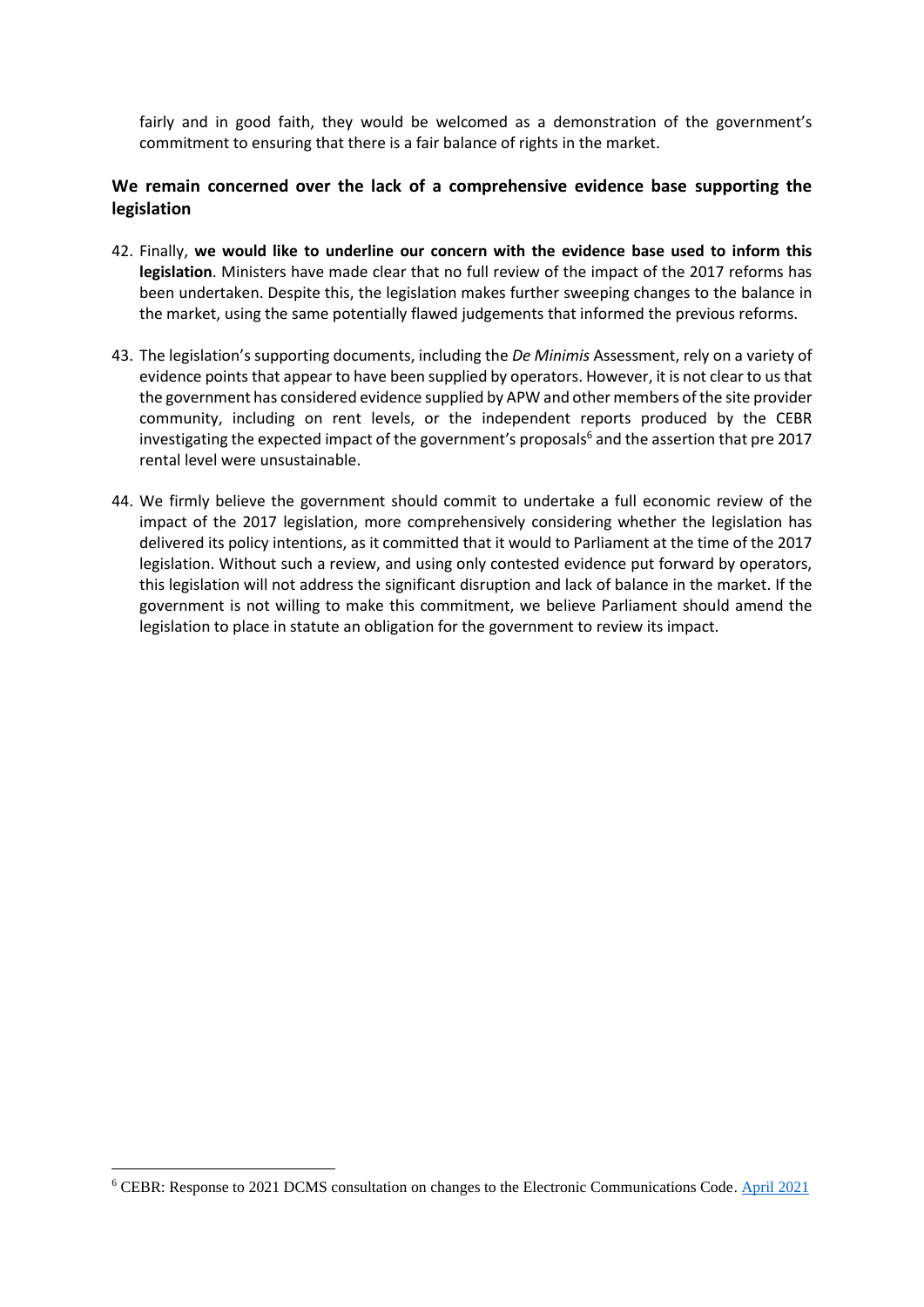fairly and in good faith, they would be welcomed as a demonstration of the government's commitment to ensuring that there is a fair balance of rights in the market.

### We remain concerned over the lack of a comprehensive evidence base supporting the legislation

42. Finally, **we would like to underline our concern with the evidence base used to inform this legislation**. Ministers have made clear that no full review of the impact of the 2017 reforms has been undertaken. Despite this, the legislation makes further sweeping changes to the balance in the market, using the same potentially flawed judgements that informed the previous reforms.

43. The legislation's supporting documents, including the *De Minimis* Assessment, rely on a variety of evidence points that appear to have been supplied by operators. However, it is not clear to us that the government has considered evidence supplied by APW and other members of the site provider community, including on rent levels, or the independent reports produced by the CEBR investigating the expected impact of the government's proposals[6] and the assertion that pre 2017 rental level were unsustainable.

44. We firmly believe the government should commit to undertake a full economic review of the impact of the 2017 legislation, more comprehensively considering whether the legislation has delivered its policy intentions, as it committed that it would to Parliament at the time of the 2017 legislation. Without such a review, and using only contested evidence put forward by operators, this legislation will not address the significant disruption and lack of balance in the market. If the government is not willing to make this commitment, we believe Parliament should amend the legislation to place in statute an obligation for the government to review its impact.

---

[6] CEBR: Response to 2021 DCMS consultation on changes to the Electronic Communications Code. April 2021